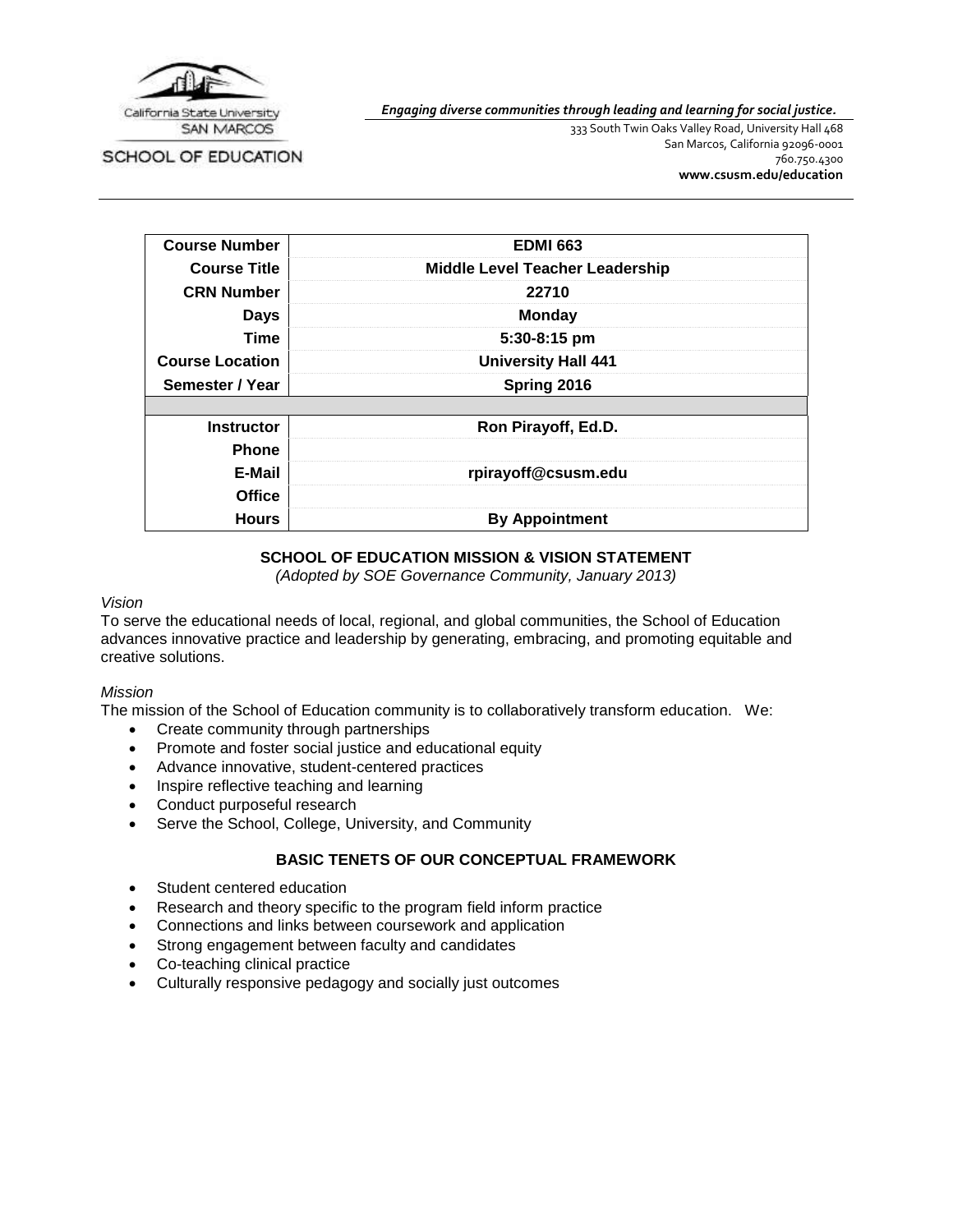California State University SAN MARCOS

SCHOOL OF EDUCATION

***Engaging diverse communities through leading and learning for social justice.***

333 South Twin Oaks Valley Road, University Hall 468
San Marcos, California 92096-0001
760.750.4300
**www.csusm.edu/education**

| | |
|---|---|
| **Course Number** | **EDMI 663** |
| **Course Title** | **Middle Level Teacher Leadership** |
| **CRN Number** | **22710** |
| **Days** | **Monday** |
| **Time** | **5:30-8:15 pm** |
| **Course Location** | **University Hall 441** |
| **Semester / Year** | **Spring 2016** |
| | |
| **Instructor** | **Ron Pirayoff, Ed.D.** |
| **Phone** | |
| **E-Mail** | **rpirayoff@csusm.edu** |
| **Office** | |
| **Hours** | **By Appointment** |

## SCHOOL OF EDUCATION MISSION & VISION STATEMENT

*(Adopted by SOE Governance Community, January 2013)*

*Vision*

To serve the educational needs of local, regional, and global communities, the School of Education advances innovative practice and leadership by generating, embracing, and promoting equitable and creative solutions.

*Mission*

The mission of the School of Education community is to collaboratively transform education. We:

- Create community through partnerships
- Promote and foster social justice and educational equity
- Advance innovative, student-centered practices
- Inspire reflective teaching and learning
- Conduct purposeful research
- Serve the School, College, University, and Community

## BASIC TENETS OF OUR CONCEPTUAL FRAMEWORK

- Student centered education
- Research and theory specific to the program field inform practice
- Connections and links between coursework and application
- Strong engagement between faculty and candidates
- Co-teaching clinical practice
- Culturally responsive pedagogy and socially just outcomes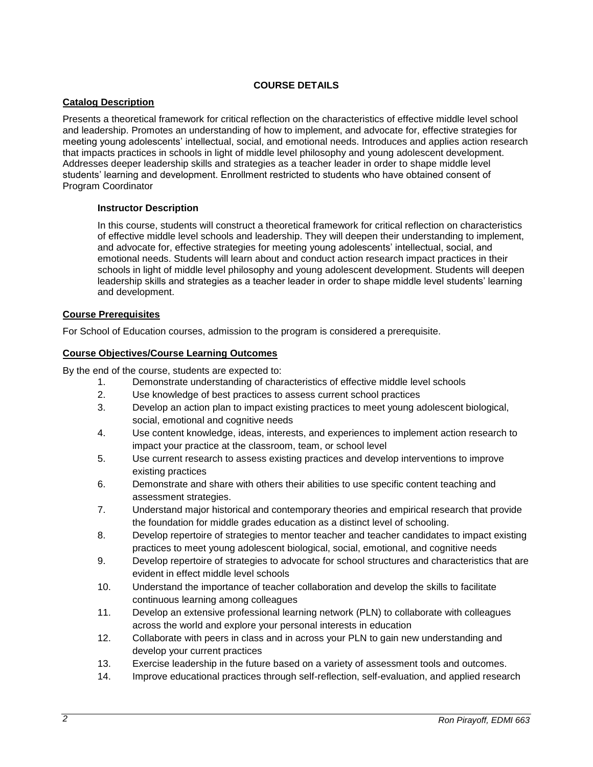## COURSE DETAILS

### Catalog Description

Presents a theoretical framework for critical reflection on the characteristics of effective middle level school and leadership. Promotes an understanding of how to implement, and advocate for, effective strategies for meeting young adolescents' intellectual, social, and emotional needs. Introduces and applies action research that impacts practices in schools in light of middle level philosophy and young adolescent development. Addresses deeper leadership skills and strategies as a teacher leader in order to shape middle level students' learning and development. Enrollment restricted to students who have obtained consent of Program Coordinator

#### Instructor Description

In this course, students will construct a theoretical framework for critical reflection on characteristics of effective middle level schools and leadership. They will deepen their understanding to implement, and advocate for, effective strategies for meeting young adolescents' intellectual, social, and emotional needs. Students will learn about and conduct action research impact practices in their schools in light of middle level philosophy and young adolescent development. Students will deepen leadership skills and strategies as a teacher leader in order to shape middle level students' learning and development.

### Course Prerequisites

For School of Education courses, admission to the program is considered a prerequisite.

### Course Objectives/Course Learning Outcomes

By the end of the course, students are expected to:

1. Demonstrate understanding of characteristics of effective middle level schools
2. Use knowledge of best practices to assess current school practices
3. Develop an action plan to impact existing practices to meet young adolescent biological, social, emotional and cognitive needs
4. Use content knowledge, ideas, interests, and experiences to implement action research to impact your practice at the classroom, team, or school level
5. Use current research to assess existing practices and develop interventions to improve existing practices
6. Demonstrate and share with others their abilities to use specific content teaching and assessment strategies.
7. Understand major historical and contemporary theories and empirical research that provide the foundation for middle grades education as a distinct level of schooling.
8. Develop repertoire of strategies to mentor teacher and teacher candidates to impact existing practices to meet young adolescent biological, social, emotional, and cognitive needs
9. Develop repertoire of strategies to advocate for school structures and characteristics that are evident in effect middle level schools
10. Understand the importance of teacher collaboration and develop the skills to facilitate continuous learning among colleagues
11. Develop an extensive professional learning network (PLN) to collaborate with colleagues across the world and explore your personal interests in education
12. Collaborate with peers in class and in across your PLN to gain new understanding and develop your current practices
13. Exercise leadership in the future based on a variety of assessment tools and outcomes.
14. Improve educational practices through self-reflection, self-evaluation, and applied research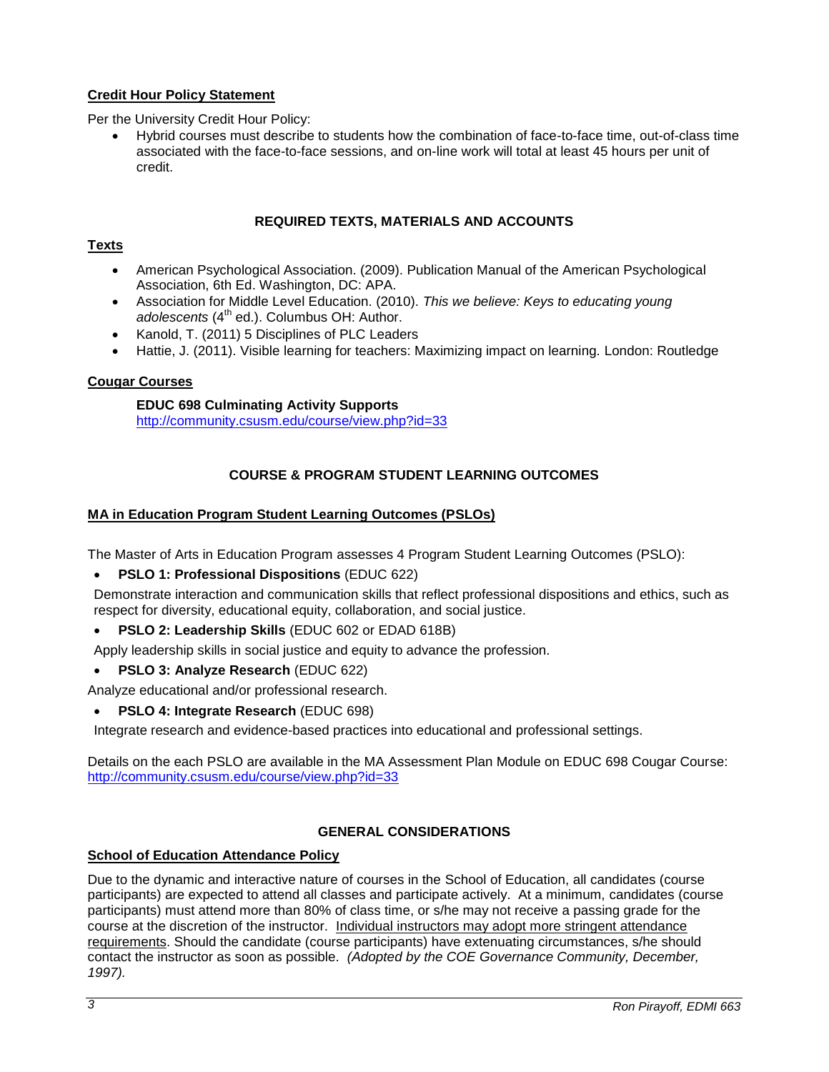**Credit Hour Policy Statement**

Per the University Credit Hour Policy:

- Hybrid courses must describe to students how the combination of face-to-face time, out-of-class time associated with the face-to-face sessions, and on-line work will total at least 45 hours per unit of credit.

## REQUIRED TEXTS, MATERIALS AND ACCOUNTS

**Texts**

- American Psychological Association. (2009). Publication Manual of the American Psychological Association, 6th Ed. Washington, DC: APA.
- Association for Middle Level Education. (2010). *This we believe: Keys to educating young adolescents* (4th ed.). Columbus OH: Author.
- Kanold, T. (2011) 5 Disciplines of PLC Leaders
- Hattie, J. (2011). Visible learning for teachers: Maximizing impact on learning. London: Routledge

**Cougar Courses**

**EDUC 698 Culminating Activity Supports**
http://community.csusm.edu/course/view.php?id=33

## COURSE & PROGRAM STUDENT LEARNING OUTCOMES

**MA in Education Program Student Learning Outcomes (PSLOs)**

The Master of Arts in Education Program assesses 4 Program Student Learning Outcomes (PSLO):

- **PSLO 1: Professional Dispositions** (EDUC 622)

Demonstrate interaction and communication skills that reflect professional dispositions and ethics, such as respect for diversity, educational equity, collaboration, and social justice.

- **PSLO 2: Leadership Skills** (EDUC 602 or EDAD 618B)

Apply leadership skills in social justice and equity to advance the profession.

- **PSLO 3: Analyze Research** (EDUC 622)

Analyze educational and/or professional research.

- **PSLO 4: Integrate Research** (EDUC 698)

Integrate research and evidence-based practices into educational and professional settings.

Details on the each PSLO are available in the MA Assessment Plan Module on EDUC 698 Cougar Course: http://community.csusm.edu/course/view.php?id=33

## GENERAL CONSIDERATIONS

**School of Education Attendance Policy**

Due to the dynamic and interactive nature of courses in the School of Education, all candidates (course participants) are expected to attend all classes and participate actively. At a minimum, candidates (course participants) must attend more than 80% of class time, or s/he may not receive a passing grade for the course at the discretion of the instructor. Individual instructors may adopt more stringent attendance requirements. Should the candidate (course participants) have extenuating circumstances, s/he should contact the instructor as soon as possible. *(Adopted by the COE Governance Community, December, 1997).*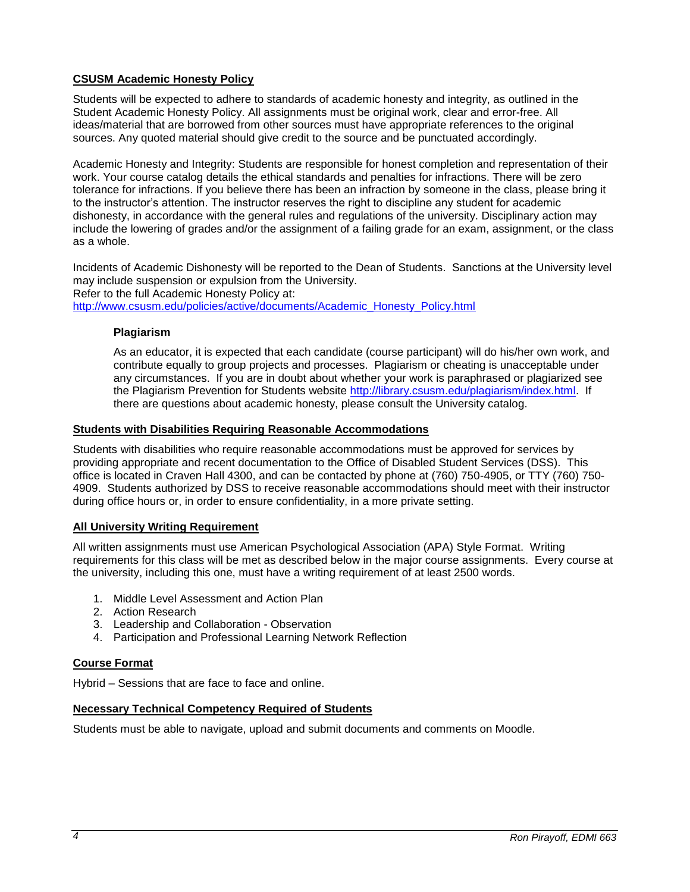## CSUSM Academic Honesty Policy

Students will be expected to adhere to standards of academic honesty and integrity, as outlined in the Student Academic Honesty Policy. All assignments must be original work, clear and error-free. All ideas/material that are borrowed from other sources must have appropriate references to the original sources. Any quoted material should give credit to the source and be punctuated accordingly.

Academic Honesty and Integrity: Students are responsible for honest completion and representation of their work. Your course catalog details the ethical standards and penalties for infractions. There will be zero tolerance for infractions. If you believe there has been an infraction by someone in the class, please bring it to the instructor's attention. The instructor reserves the right to discipline any student for academic dishonesty, in accordance with the general rules and regulations of the university. Disciplinary action may include the lowering of grades and/or the assignment of a failing grade for an exam, assignment, or the class as a whole.

Incidents of Academic Dishonesty will be reported to the Dean of Students. Sanctions at the University level may include suspension or expulsion from the University.
Refer to the full Academic Honesty Policy at:
[http://www.csusm.edu/policies/active/documents/Academic_Honesty_Policy.html](http://www.csusm.edu/policies/active/documents/Academic_Honesty_Policy.html)

### Plagiarism

As an educator, it is expected that each candidate (course participant) will do his/her own work, and contribute equally to group projects and processes. Plagiarism or cheating is unacceptable under any circumstances. If you are in doubt about whether your work is paraphrased or plagiarized see the Plagiarism Prevention for Students website [http://library.csusm.edu/plagiarism/index.html](http://library.csusm.edu/plagiarism/index.html). If there are questions about academic honesty, please consult the University catalog.

## Students with Disabilities Requiring Reasonable Accommodations

Students with disabilities who require reasonable accommodations must be approved for services by providing appropriate and recent documentation to the Office of Disabled Student Services (DSS). This office is located in Craven Hall 4300, and can be contacted by phone at (760) 750-4905, or TTY (760) 750-4909. Students authorized by DSS to receive reasonable accommodations should meet with their instructor during office hours or, in order to ensure confidentiality, in a more private setting.

## All University Writing Requirement

All written assignments must use American Psychological Association (APA) Style Format. Writing requirements for this class will be met as described below in the major course assignments. Every course at the university, including this one, must have a writing requirement of at least 2500 words.

1. Middle Level Assessment and Action Plan
2. Action Research
3. Leadership and Collaboration - Observation
4. Participation and Professional Learning Network Reflection

## Course Format

Hybrid – Sessions that are face to face and online.

## Necessary Technical Competency Required of Students

Students must be able to navigate, upload and submit documents and comments on Moodle.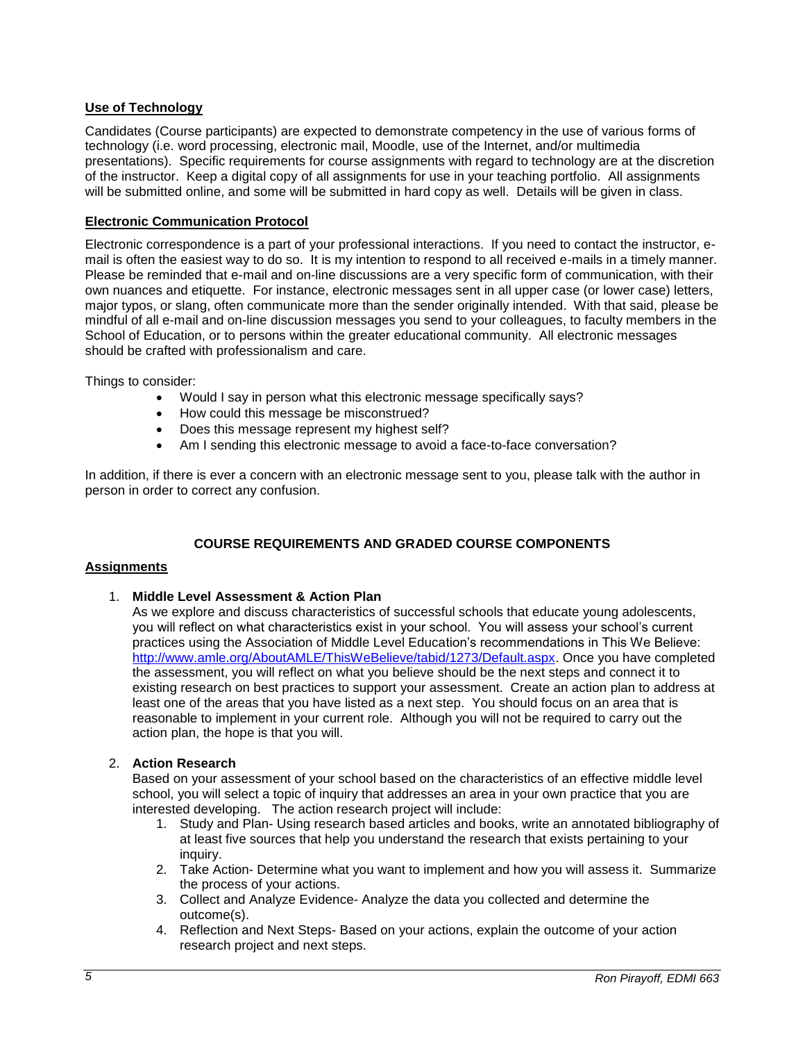**Use of Technology**

Candidates (Course participants) are expected to demonstrate competency in the use of various forms of technology (i.e. word processing, electronic mail, Moodle, use of the Internet, and/or multimedia presentations). Specific requirements for course assignments with regard to technology are at the discretion of the instructor. Keep a digital copy of all assignments for use in your teaching portfolio. All assignments will be submitted online, and some will be submitted in hard copy as well. Details will be given in class.

**Electronic Communication Protocol**

Electronic correspondence is a part of your professional interactions. If you need to contact the instructor, e-mail is often the easiest way to do so. It is my intention to respond to all received e-mails in a timely manner. Please be reminded that e-mail and on-line discussions are a very specific form of communication, with their own nuances and etiquette. For instance, electronic messages sent in all upper case (or lower case) letters, major typos, or slang, often communicate more than the sender originally intended. With that said, please be mindful of all e-mail and on-line discussion messages you send to your colleagues, to faculty members in the School of Education, or to persons within the greater educational community. All electronic messages should be crafted with professionalism and care.

Things to consider:

- Would I say in person what this electronic message specifically says?
- How could this message be misconstrued?
- Does this message represent my highest self?
- Am I sending this electronic message to avoid a face-to-face conversation?

In addition, if there is ever a concern with an electronic message sent to you, please talk with the author in person in order to correct any confusion.

## COURSE REQUIREMENTS AND GRADED COURSE COMPONENTS

**Assignments**

1. **Middle Level Assessment & Action Plan**
   As we explore and discuss characteristics of successful schools that educate young adolescents, you will reflect on what characteristics exist in your school. You will assess your school's current practices using the Association of Middle Level Education's recommendations in This We Believe: http://www.amle.org/AboutAMLE/ThisWeBelieve/tabid/1273/Default.aspx. Once you have completed the assessment, you will reflect on what you believe should be the next steps and connect it to existing research on best practices to support your assessment. Create an action plan to address at least one of the areas that you have listed as a next step. You should focus on an area that is reasonable to implement in your current role. Although you will not be required to carry out the action plan, the hope is that you will.

2. **Action Research**
   Based on your assessment of your school based on the characteristics of an effective middle level school, you will select a topic of inquiry that addresses an area in your own practice that you are interested developing. The action research project will include:
   1. Study and Plan- Using research based articles and books, write an annotated bibliography of at least five sources that help you understand the research that exists pertaining to your inquiry.
   2. Take Action- Determine what you want to implement and how you will assess it. Summarize the process of your actions.
   3. Collect and Analyze Evidence- Analyze the data you collected and determine the outcome(s).
   4. Reflection and Next Steps- Based on your actions, explain the outcome of your action research project and next steps.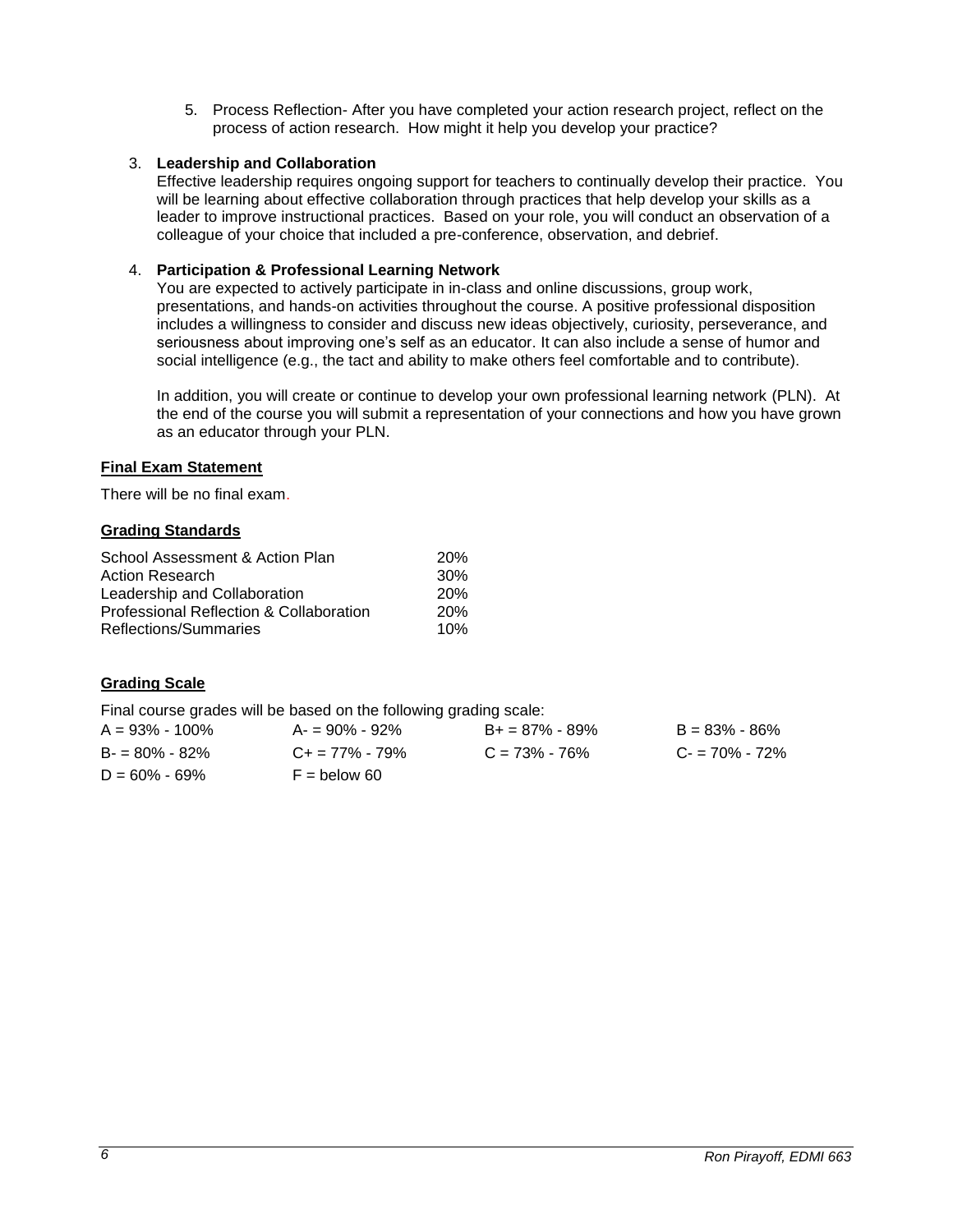5. Process Reflection- After you have completed your action research project, reflect on the process of action research. How might it help you develop your practice?

3. **Leadership and Collaboration**
   Effective leadership requires ongoing support for teachers to continually develop their practice. You will be learning about effective collaboration through practices that help develop your skills as a leader to improve instructional practices. Based on your role, you will conduct an observation of a colleague of your choice that included a pre-conference, observation, and debrief.

4. **Participation & Professional Learning Network**
   You are expected to actively participate in in-class and online discussions, group work, presentations, and hands-on activities throughout the course. A positive professional disposition includes a willingness to consider and discuss new ideas objectively, curiosity, perseverance, and seriousness about improving one's self as an educator. It can also include a sense of humor and social intelligence (e.g., the tact and ability to make others feel comfortable and to contribute).

   In addition, you will create or continue to develop your own professional learning network (PLN). At the end of the course you will submit a representation of your connections and how you have grown as an educator through your PLN.

**Final Exam Statement**

There will be no final exam.

**Grading Standards**

| | |
|---|---|
| School Assessment & Action Plan | 20% |
| Action Research | 30% |
| Leadership and Collaboration | 20% |
| Professional Reflection & Collaboration | 20% |
| Reflections/Summaries | 10% |

**Grading Scale**

Final course grades will be based on the following grading scale:

| | | | |
|---|---|---|---|
| A = 93% - 100% | A- = 90% - 92% | B+ = 87% - 89% | B = 83% - 86% |
| B- = 80% - 82% | C+ = 77% - 79% | C = 73% - 76% | C- = 70% - 72% |
| D = 60% - 69% | F = below 60 | | |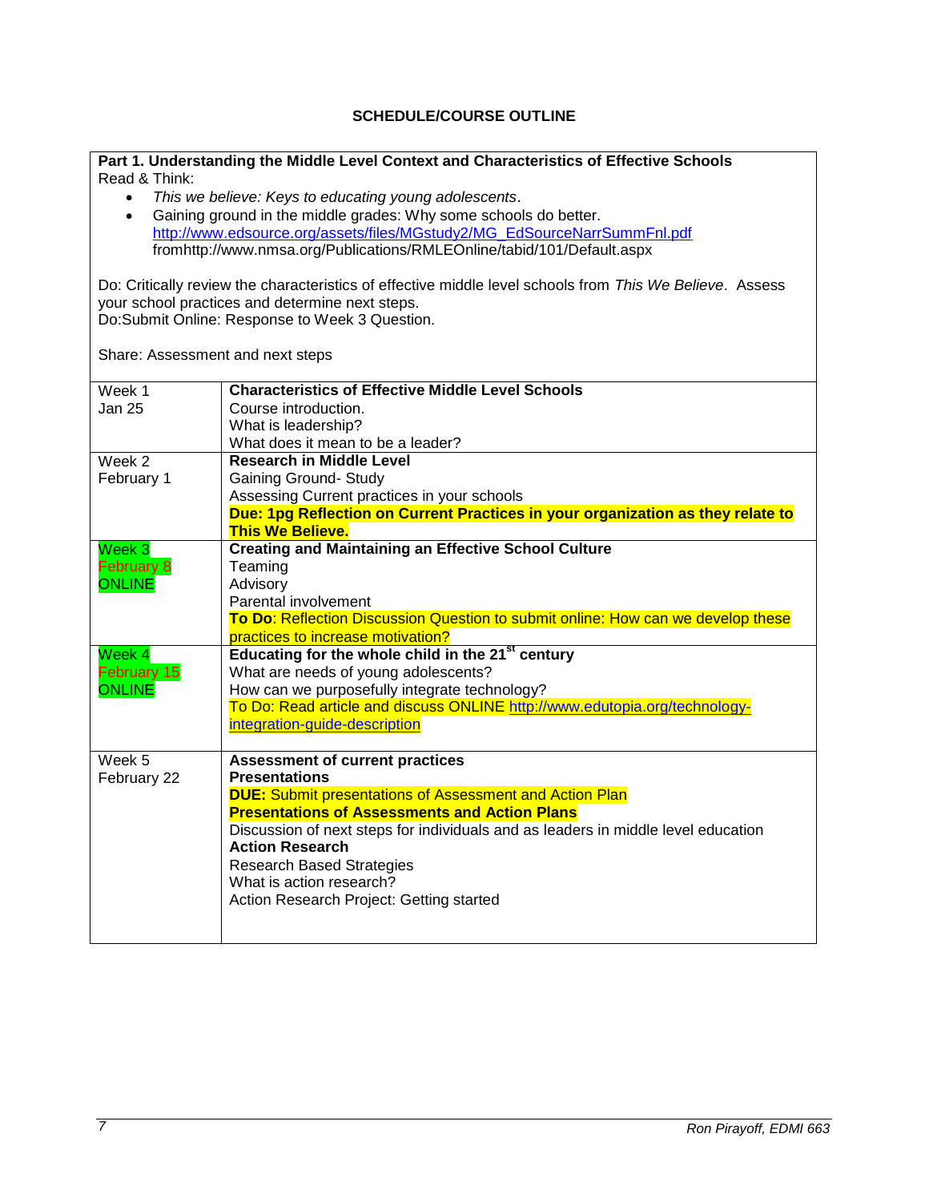## SCHEDULE/COURSE OUTLINE

| | |
|---|---|
| **Part 1. Understanding the Middle Level Context and Characteristics of Effective Schools**<br>Read & Think:<br>• *This we believe: Keys to educating young adolescents*.<br>• Gaining ground in the middle grades: Why some schools do better. http://www.edsource.org/assets/files/MGstudy2/MG_EdSourceNarrSummFnl.pdf fromhttp://www.nmsa.org/Publications/RMLEOnline/tabid/101/Default.aspx<br><br>Do: Critically review the characteristics of effective middle level schools from *This We Believe*. Assess your school practices and determine next steps.<br>Do:Submit Online: Response to Week 3 Question.<br><br>Share: Assessment and next steps | |
| Week 1<br>Jan 25 | **Characteristics of Effective Middle Level Schools**<br>Course introduction.<br>What is leadership?<br>What does it mean to be a leader? |
| Week 2<br>February 1 | **Research in Middle Level**<br>Gaining Ground- Study<br>Assessing Current practices in your schools<br>**Due: 1pg Reflection on Current Practices in your organization as they relate to This We Believe.** |
| Week 3<br>February 8<br>ONLINE | **Creating and Maintaining an Effective School Culture**<br>Teaming<br>Advisory<br>Parental involvement<br>**To Do**: Reflection Discussion Question to submit online: How can we develop these practices to increase motivation? |
| Week 4<br>February 15<br>ONLINE | **Educating for the whole child in the 21st century**<br>What are needs of young adolescents?<br>How can we purposefully integrate technology?<br>To Do: Read article and discuss ONLINE http://www.edutopia.org/technology-integration-guide-description |
| Week 5<br>February 22 | **Assessment of current practices**<br>**Presentations**<br>**DUE:** Submit presentations of Assessment and Action Plan<br>**Presentations of Assessments and Action Plans**<br>Discussion of next steps for individuals and as leaders in middle level education<br>**Action Research**<br>Research Based Strategies<br>What is action research?<br>Action Research Project: Getting started |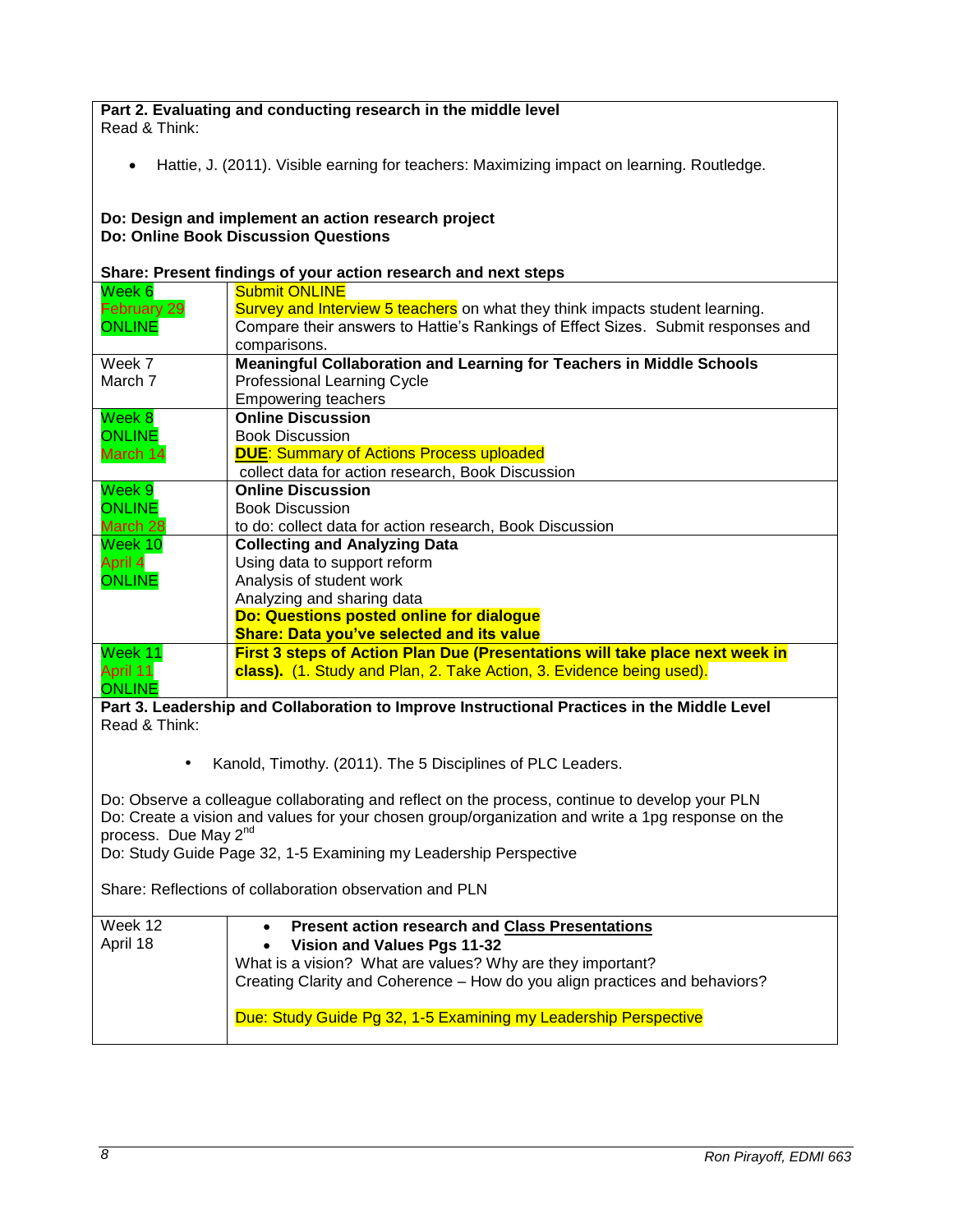**Part 2. Evaluating and conducting research in the middle level**
Read & Think:

- Hattie, J. (2011). Visible earning for teachers: Maximizing impact on learning. Routledge.

**Do: Design and implement an action research project**
**Do: Online Book Discussion Questions**

**Share: Present findings of your action research and next steps**

| | |
|---|---|
| Week 6<br>February 29<br>ONLINE | Submit ONLINE<br>Survey and Interview 5 teachers on what they think impacts student learning.<br>Compare their answers to Hattie's Rankings of Effect Sizes. Submit responses and comparisons. |
| Week 7<br>March 7 | **Meaningful Collaboration and Learning for Teachers in Middle Schools**<br>Professional Learning Cycle<br>Empowering teachers |
| Week 8<br>ONLINE<br>March 14 | **Online Discussion**<br>Book Discussion<br>**DUE**: Summary of Actions Process uploaded<br>collect data for action research, Book Discussion |
| Week 9<br>ONLINE<br>March 28 | **Online Discussion**<br>Book Discussion<br>to do: collect data for action research, Book Discussion |
| Week 10<br>April 4<br>ONLINE | **Collecting and Analyzing Data**<br>Using data to support reform<br>Analysis of student work<br>Analyzing and sharing data<br>**Do: Questions posted online for dialogue**<br>**Share: Data you've selected and its value** |
| Week 11<br>April 11<br>ONLINE | **First 3 steps of Action Plan Due (Presentations will take place next week in class).** (1. Study and Plan, 2. Take Action, 3. Evidence being used). |

**Part 3. Leadership and Collaboration to Improve Instructional Practices in the Middle Level**
Read & Think:

- Kanold, Timothy. (2011). The 5 Disciplines of PLC Leaders.

Do: Observe a colleague collaborating and reflect on the process, continue to develop your PLN
Do: Create a vision and values for your chosen group/organization and write a 1pg response on the process. Due May 2nd
Do: Study Guide Page 32, 1-5 Examining my Leadership Perspective

Share: Reflections of collaboration observation and PLN

| | |
|---|---|
| Week 12<br>April 18 | • **Present action research and Class Presentations**<br>• **Vision and Values Pgs 11-32**<br>What is a vision? What are values? Why are they important?<br>Creating Clarity and Coherence – How do you align practices and behaviors?<br><br>Due: Study Guide Pg 32, 1-5 Examining my Leadership Perspective |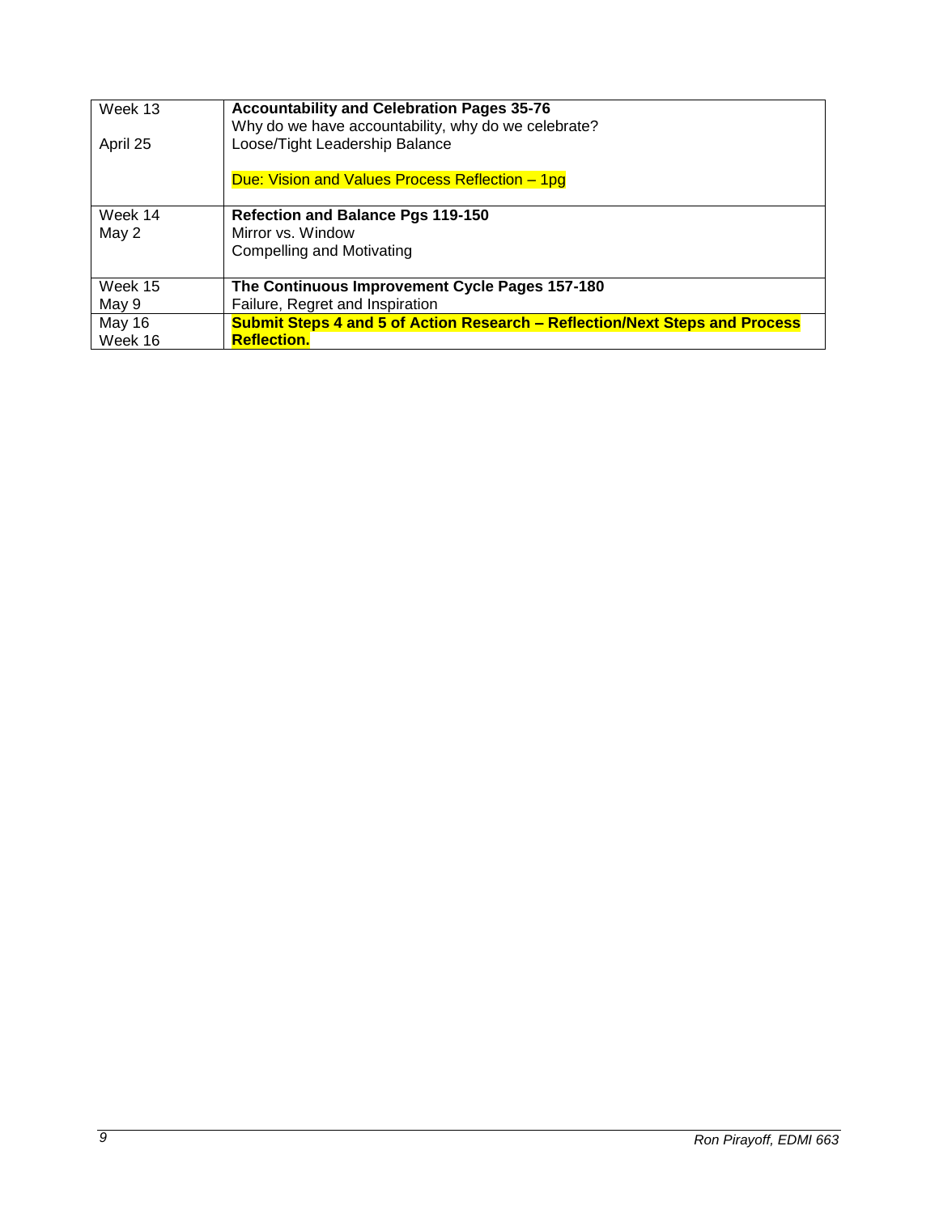| | |
|---|---|
| Week 13<br><br>April 25 | **Accountability and Celebration Pages 35-76**<br>Why do we have accountability, why do we celebrate?<br>Loose/Tight Leadership Balance<br><br>Due: Vision and Values Process Reflection – 1pg |
| Week 14<br>May 2 | **Refection and Balance Pgs 119-150**<br>Mirror vs. Window<br>Compelling and Motivating |
| Week 15<br>May 9 | **The Continuous Improvement Cycle Pages 157-180**<br>Failure, Regret and Inspiration |
| May 16<br>Week 16 | **Submit Steps 4 and 5 of Action Research – Reflection/Next Steps and Process Reflection.** |